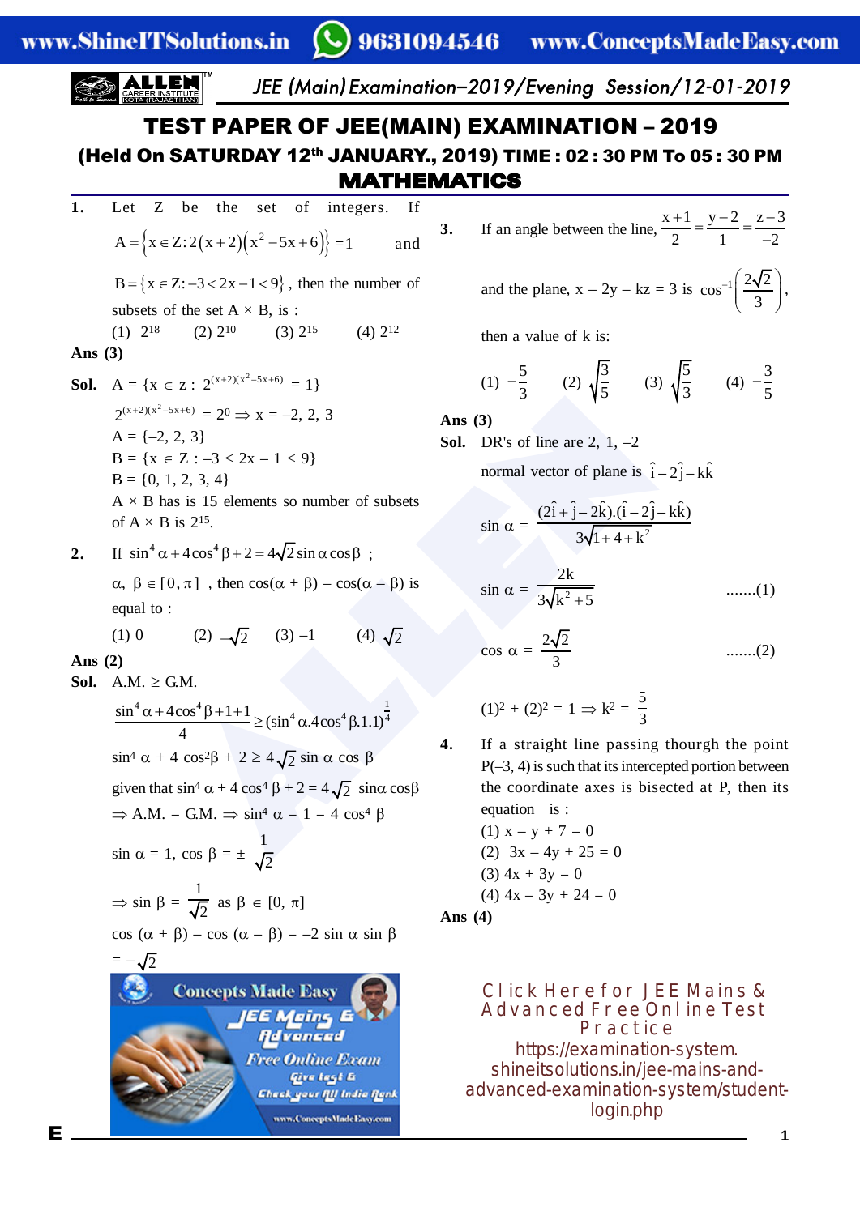# TEST PAPER OF JEE(MAIN) EXAMINATION – 2019

## (Held On SATURDAY 12th JANUARY., 2019) TIME : 02 : 30 PM To 05 : 30 PM

## MATHEMATICS

**1.** Let Z be the set of integers. If $A = \{x \in Z : 2^{(x+2)(x^2-5x+6)} = 1\}$ and $B = \{x \in Z : -3 < 2x - 1 < 9\}$, then the number of subsets of the set A × B, is :

(1) $2^{18}$ (2) $2^{10}$ (3) $2^{15}$ (4) $2^{12}$

**Ans (3)**

**Sol.** $A = \{x \in z : 2^{(x+2)(x^2-5x+6)} = 1\}$

$2^{(x+2)(x^2-5x+6)} = 2^0 \Rightarrow x = -2, 2, 3$

$A = \{-2, 2, 3\}$

$B = \{x \in Z : -3 < 2x - 1 < 9\}$

$B = \{0, 1, 2, 3, 4\}$

A × B has is 15 elements so number of subsets of A × B is $2^{15}$.

**2.** If $\sin^4\alpha + 4\cos^4\beta + 2 = 4\sqrt{2}\sin\alpha\cos\beta$ ; $\alpha, \beta \in [0, \pi]$ , then $\cos(\alpha + \beta) - \cos(\alpha - \beta)$ is equal to :

(1) 0 (2) $-\sqrt{2}$ (3) –1 (4) $\sqrt{2}$

**Ans (2)**

**Sol.** A.M. ≥ G.M.

$$\frac{\sin^4\alpha + 4\cos^4\beta + 1 + 1}{4} \geq (\sin^4\alpha . 4\cos^4\beta . 1.1)^{\frac{1}{4}}$$

$\sin^4\alpha + 4\cos^2\beta + 2 \geq 4\sqrt{2}\sin\alpha\cos\beta$

given that $\sin^4\alpha + 4\cos^4\beta + 2 = 4\sqrt{2}\sin\alpha\cos\beta$

$\Rightarrow$ A.M. = G.M. $\Rightarrow \sin^4\alpha = 1 = 4\cos^4\beta$

$\sin\alpha = 1, \cos\beta = \pm\dfrac{1}{\sqrt{2}}$

$\Rightarrow \sin\beta = \dfrac{1}{\sqrt{2}}$ as $\beta \in [0, \pi]$

$\cos(\alpha + \beta) - \cos(\alpha - \beta) = -2\sin\alpha\sin\beta$

$= -\sqrt{2}$

**3.** If an angle between the line, $\dfrac{x+1}{2} = \dfrac{y-2}{1} = \dfrac{z-3}{-2}$ and the plane, $x - 2y - kz = 3$ is $\cos^{-1}\left(\dfrac{2\sqrt{2}}{3}\right)$, then a value of k is:

(1) $-\dfrac{5}{3}$ (2) $\sqrt{\dfrac{3}{5}}$ (3) $\sqrt{\dfrac{5}{3}}$ (4) $-\dfrac{3}{5}$

**Ans (3)**

**Sol.** DR's of line are 2, 1, –2

normal vector of plane is $\hat{i} - 2\hat{j} - k\hat{k}$

$$\sin\alpha = \frac{(2\hat{i} + \hat{j} - 2\hat{k}).(\hat{i} - 2\hat{j} - k\hat{k})}{3\sqrt{1 + 4 + k^2}}$$

$$\sin\alpha = \frac{2k}{3\sqrt{k^2 + 5}} \quad .......(1)$$

$$\cos\alpha = \frac{2\sqrt{2}}{3} \quad .......(2)$$

$(1)^2 + (2)^2 = 1 \Rightarrow k^2 = \dfrac{5}{3}$

**4.** If a straight line passing thourgh the point P(–3, 4) is such that its intercepted portion between the coordinate axes is bisected at P, then its equation is :

(1) $x - y + 7 = 0$

(2) $3x - 4y + 25 = 0$

(3) $4x + 3y = 0$

(4) $4x - 3y + 24 = 0$

**Ans (4)**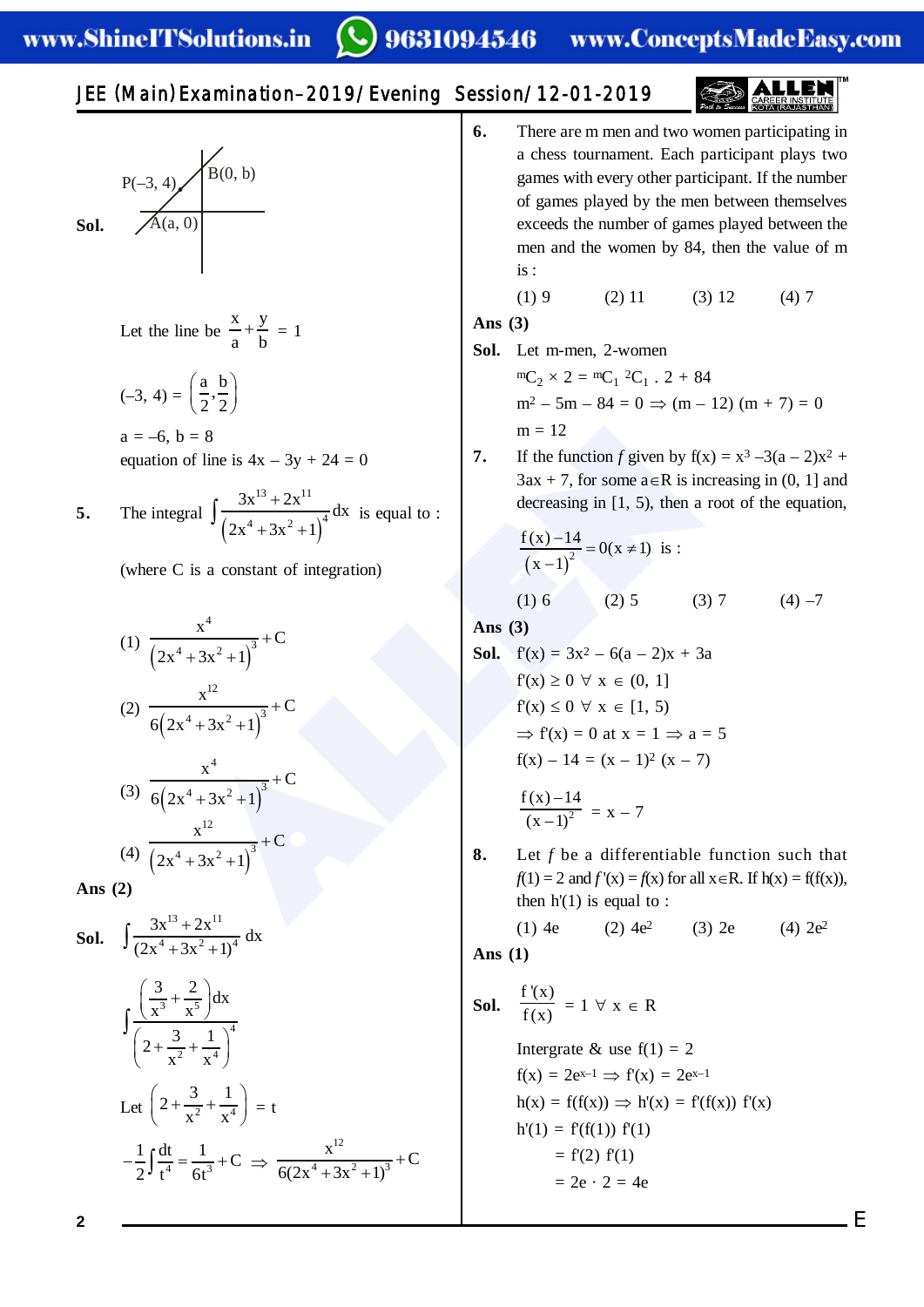**Sol.** P(–3, 4), B(0, b), A(a, 0)

Let the line be $\frac{x}{a}+\frac{y}{b} = 1$

$(-3, 4) = \left(\frac{a}{2},\frac{b}{2}\right)$

$a = -6,\ b = 8$

equation of line is $4x - 3y + 24 = 0$

**5.** The integral $\int \frac{3x^{13}+2x^{11}}{\left(2x^4+3x^2+1\right)^4}dx$ is equal to :

(where C is a constant of integration)

(1) $\frac{x^4}{\left(2x^4+3x^2+1\right)^3}+C$

(2) $\frac{x^{12}}{6\left(2x^4+3x^2+1\right)^3}+C$

(3) $\frac{x^4}{6\left(2x^4+3x^2+1\right)^3}+C$

(4) $\frac{x^{12}}{\left(2x^4+3x^2+1\right)^3}+C$

**Ans (2)**

**Sol.** $\int \frac{3x^{13}+2x^{11}}{(2x^4+3x^2+1)^4}dx$

$\int \frac{\left(\frac{3}{x^3}+\frac{2}{x^5}\right)dx}{\left(2+\frac{3}{x^2}+\frac{1}{x^4}\right)^4}$

Let $\left(2+\frac{3}{x^2}+\frac{1}{x^4}\right) = t$

$-\frac{1}{2}\int\frac{dt}{t^4} = \frac{1}{6t^3}+C \Rightarrow \frac{x^{12}}{6(2x^4+3x^2+1)^3}+C$

**6.** There are m men and two women participating in a chess tournament. Each participant plays two games with every other participant. If the number of games played by the men between themselves exceeds the number of games played between the men and the women by 84, then the value of m is :

(1) 9 (2) 11 (3) 12 (4) 7

**Ans (3)**

**Sol.** Let m-men, 2-women

${}^mC_2 \times 2 = {}^mC_1\ {}^2C_1 \cdot 2 + 84$

$m^2 - 5m - 84 = 0 \Rightarrow (m - 12)(m + 7) = 0$

$m = 12$

**7.** If the function $f$ given by $f(x) = x^3 - 3(a - 2)x^2 + 3ax + 7$, for some $a \in R$ is increasing in (0, 1] and decreasing in [1, 5), then a root of the equation, $\frac{f(x)-14}{(x-1)^2} = 0 (x \neq 1)$ is :

(1) 6 (2) 5 (3) 7 (4) –7

**Ans (3)**

**Sol.** $f'(x) = 3x^2 - 6(a - 2)x + 3a$

$f'(x) \geq 0\ \forall\ x \in (0, 1]$

$f'(x) \leq 0\ \forall\ x \in [1, 5)$

$\Rightarrow f'(x) = 0$ at $x = 1 \Rightarrow a = 5$

$f(x) - 14 = (x - 1)^2 (x - 7)$

$\frac{f(x)-14}{(x-1)^2} = x - 7$

**8.** Let $f$ be a differentiable function such that $f(1) = 2$ and $f'(x) = f(x)$ for all $x \in R$. If $h(x) = f(f(x))$, then $h'(1)$ is equal to :

(1) 4e (2) $4e^2$ (3) 2e (4) $2e^2$

**Ans (1)**

**Sol.** $\frac{f'(x)}{f(x)} = 1\ \forall\ x \in R$

Intergrate & use $f(1) = 2$

$f(x) = 2e^{x-1} \Rightarrow f'(x) = 2e^{x-1}$

$h(x) = f(f(x)) \Rightarrow h'(x) = f'(f(x))\ f'(x)$

$h'(1) = f'(f(1))\ f'(1)$

$= f'(2)\ f'(1)$

$= 2e \cdot 2 = 4e$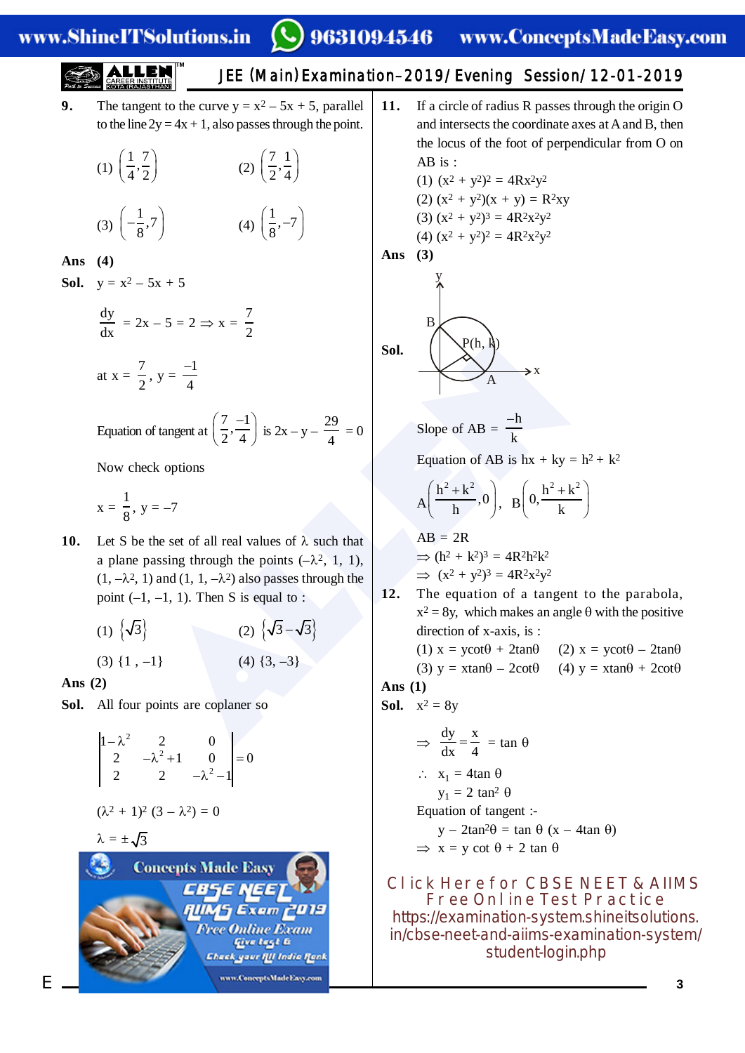**9.** The tangent to the curve $y = x^2 - 5x + 5$, parallel to the line $2y = 4x + 1$, also passes through the point.

(1) $\left(\frac{1}{4}, \frac{7}{2}\right)$ (2) $\left(\frac{7}{2}, \frac{1}{4}\right)$

(3) $\left(-\frac{1}{8}, 7\right)$ (4) $\left(\frac{1}{8}, -7\right)$

**Ans (4)**

**Sol.** $y = x^2 - 5x + 5$

$\frac{dy}{dx} = 2x - 5 = 2 \Rightarrow x = \frac{7}{2}$

at $x = \frac{7}{2}$, $y = \frac{-1}{4}$

Equation of tangent at $\left(\frac{7}{2}, \frac{-1}{4}\right)$ is $2x - y - \frac{29}{4} = 0$

Now check options

$x = \frac{1}{8}$, $y = -7$

**10.** Let S be the set of all real values of $\lambda$ such that a plane passing through the points $(-\lambda^2, 1, 1)$, $(1, -\lambda^2, 1)$ and $(1, 1, -\lambda^2)$ also passes through the point $(-1, -1, 1)$. Then S is equal to :

(1) $\{\sqrt{3}\}$ (2) $\{\sqrt{3}, -\sqrt{3}\}$

(3) $\{1, -1\}$ (4) $\{3, -3\}$

**Ans (2)**

**Sol.** All four points are coplaner so

$$\begin{vmatrix} 1-\lambda^2 & 2 & 0 \\ 2 & -\lambda^2+1 & 0 \\ 2 & 2 & -\lambda^2-1 \end{vmatrix} = 0$$

$(\lambda^2 + 1)^2 (3 - \lambda^2) = 0$

$\lambda = \pm\sqrt{3}$

**11.** If a circle of radius R passes through the origin O and intersects the coordinate axes at A and B, then the locus of the foot of perpendicular from O on AB is :

(1) $(x^2 + y^2)^2 = 4Rx^2y^2$

(2) $(x^2 + y^2)(x + y) = R^2xy$

(3) $(x^2 + y^2)^3 = 4R^2x^2y^2$

(4) $(x^2 + y^2)^2 = 4R^2x^2y^2$

**Ans (3)**

**Sol.**

Slope of AB $= \frac{-h}{k}$

Equation of AB is $hx + ky = h^2 + k^2$

$A\left(\frac{h^2+k^2}{h}, 0\right)$, $B\left(0, \frac{h^2+k^2}{k}\right)$

$AB = 2R$

$\Rightarrow (h^2 + k^2)^3 = 4R^2h^2k^2$

$\Rightarrow (x^2 + y^2)^3 = 4R^2x^2y^2$

**12.** The equation of a tangent to the parabola, $x^2 = 8y$, which makes an angle $\theta$ with the positive direction of x-axis, is :

(1) $x = y\cot\theta + 2\tan\theta$ (2) $x = y\cot\theta - 2\tan\theta$

(3) $y = x\tan\theta - 2\cot\theta$ (4) $y = x\tan\theta + 2\cot\theta$

**Ans (1)**

**Sol.** $x^2 = 8y$

$\Rightarrow \frac{dy}{dx} = \frac{x}{4} = \tan\theta$

$\therefore x_1 = 4\tan\theta$

$y_1 = 2\tan^2\theta$

Equation of tangent :-

$y - 2\tan^2\theta = \tan\theta\,(x - 4\tan\theta)$

$\Rightarrow x = y\cot\theta + 2\tan\theta$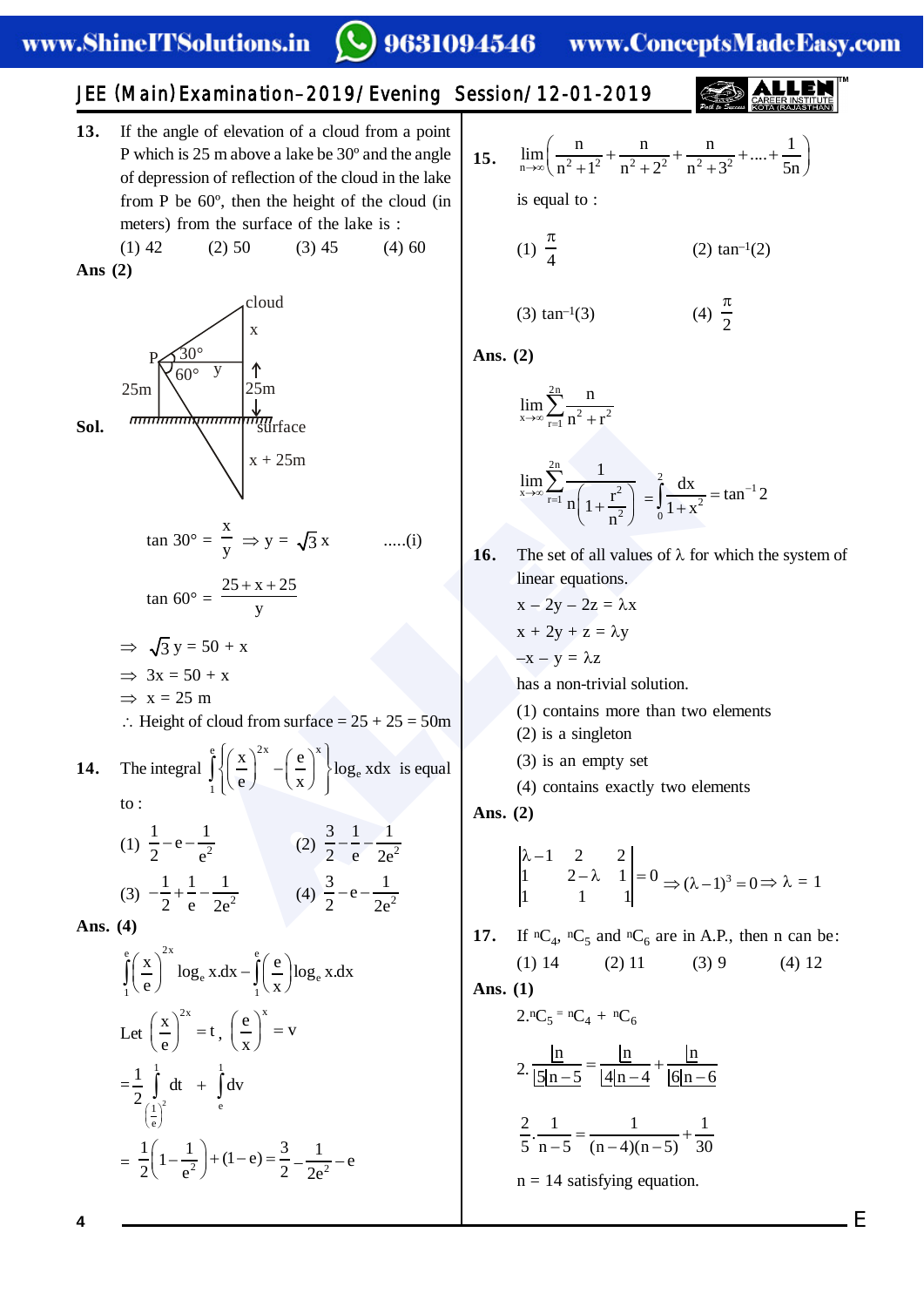**13.** If the angle of elevation of a cloud from a point P which is 25 m above a lake be 30° and the angle of depression of reflection of the cloud in the lake from P be 60°, then the height of the cloud (in meters) from the surface of the lake is :

(1) 42 (2) 50 (3) 45 (4) 60

**Ans (2)**

**Sol.**

$\tan 30° = \frac{x}{y} \Rightarrow y = \sqrt{3}x$ .....(i)

$\tan 60° = \frac{25 + x + 25}{y}$

$\Rightarrow \sqrt{3}y = 50 + x$

$\Rightarrow 3x = 50 + x$

$\Rightarrow x = 25$ m

$\therefore$ Height of cloud from surface = 25 + 25 = 50m

**14.** The integral $\int_1^e \left\{\left(\frac{x}{e}\right)^{2x} - \left(\frac{e}{x}\right)^x\right\}\log_e x\,dx$ is equal to :

(1) $\frac{1}{2} - e - \frac{1}{e^2}$ (2) $\frac{3}{2} - \frac{1}{e} - \frac{1}{2e^2}$

(3) $-\frac{1}{2} + \frac{1}{e} - \frac{1}{2e^2}$ (4) $\frac{3}{2} - e - \frac{1}{2e^2}$

**Ans. (4)**

$\int_1^e \left(\frac{x}{e}\right)^{2x} \log_e x.dx - \int_1^e \left(\frac{e}{x}\right)\log_e x.dx$

Let $\left(\frac{x}{e}\right)^{2x} = t$, $\left(\frac{e}{x}\right)^x = v$

$= \frac{1}{2}\int_{\left(\frac{1}{e}\right)^2}^{1} dt + \int_e^1 dv$

$= \frac{1}{2}\left(1 - \frac{1}{e^2}\right) + (1 - e) = \frac{3}{2} - \frac{1}{2e^2} - e$

**15.** $\lim_{n\to\infty}\left(\frac{n}{n^2+1^2} + \frac{n}{n^2+2^2} + \frac{n}{n^2+3^2} + .... + \frac{1}{5n}\right)$ is equal to :

(1) $\frac{\pi}{4}$ (2) $\tan^{-1}(2)$

(3) $\tan^{-1}(3)$ (4) $\frac{\pi}{2}$

**Ans. (2)**

$\lim_{x\to\infty}\sum_{r=1}^{2n}\frac{n}{n^2+r^2}$

$\lim_{x\to\infty}\sum_{r=1}^{2n}\frac{1}{n\left(1+\frac{r^2}{n^2}\right)} = \int_0^2 \frac{dx}{1+x^2} = \tan^{-1}2$

**16.** The set of all values of $\lambda$ for which the system of linear equations.

$x - 2y - 2z = \lambda x$

$x + 2y + z = \lambda y$

$-x - y = \lambda z$

has a non-trivial solution.

(1) contains more than two elements
(2) is a singleton
(3) is an empty set
(4) contains exactly two elements

**Ans. (2)**

$\begin{vmatrix} \lambda-1 & 2 & 2 \\ 1 & 2-\lambda & 1 \\ 1 & 1 & 1 \end{vmatrix} = 0 \Rightarrow (\lambda - 1)^3 = 0 \Rightarrow \lambda = 1$

**17.** If ${}^nC_4$, ${}^nC_5$ and ${}^nC_6$ are in A.P., then n can be:

(1) 14 (2) 11 (3) 9 (4) 12

**Ans. (1)**

$2.{}^nC_5 = {}^nC_4 + {}^nC_6$

$2.\frac{\lfloor n}{\lfloor 5 \lfloor n-5} = \frac{\lfloor n}{\lfloor 4 \lfloor n-4} + \frac{\lfloor n}{\lfloor 6 \lfloor n-6}$

$\frac{2}{5}.\frac{1}{n-5} = \frac{1}{(n-4)(n-5)} + \frac{1}{30}$

n = 14 satisfying equation.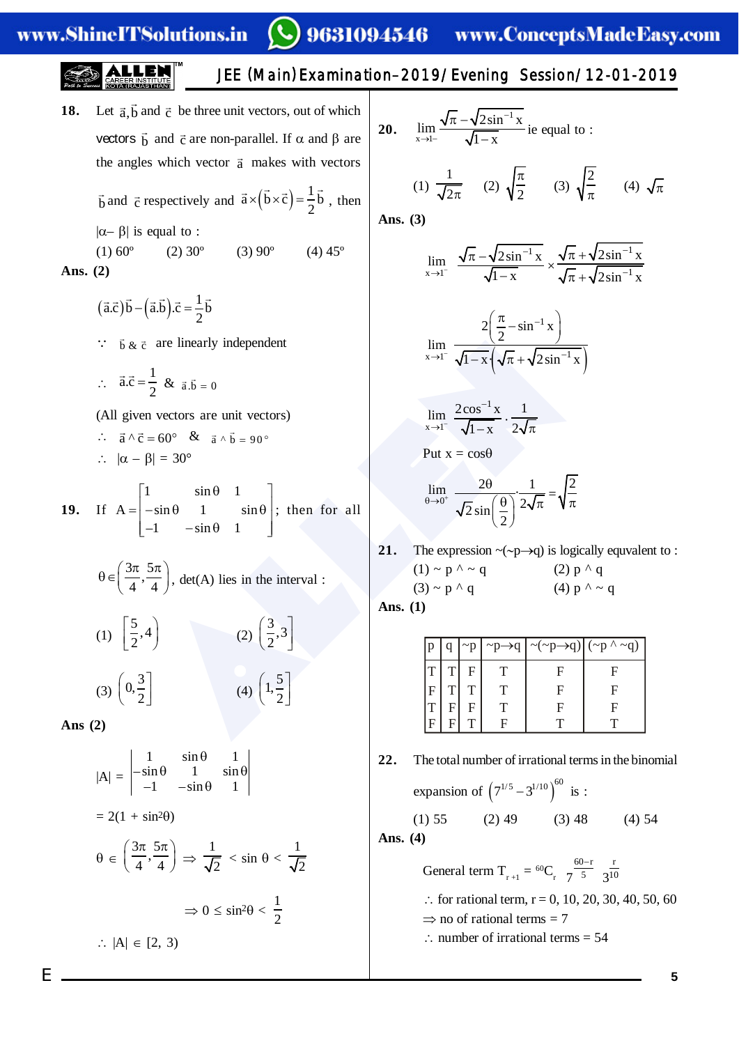**18.** Let $\vec{a}, \vec{b}$ and $\vec{c}$ be three unit vectors, out of which vectors $\vec{b}$ and $\vec{c}$ are non-parallel. If $\alpha$ and $\beta$ are the angles which vector $\vec{a}$ makes with vectors $\vec{b}$ and $\vec{c}$ respectively and $\vec{a} \times (\vec{b} \times \vec{c}) = \frac{1}{2}\vec{b}$, then $|\alpha - \beta|$ is equal to :

(1) 60° (2) 30° (3) 90° (4) 45°

**Ans. (2)**

$$(\vec{a}.\vec{c})\vec{b} - (\vec{a}.\vec{b}).\vec{c} = \frac{1}{2}\vec{b}$$

$\because$ $\vec{b}$ & $\vec{c}$ are linearly independent

$\therefore$ $\vec{a}.\vec{c} = \frac{1}{2}$ & $\vec{a}.\vec{b} = 0$

(All given vectors are unit vectors)

$\therefore$ $\vec{a} \wedge \vec{c} = 60°$ & $\vec{a} \wedge \vec{b} = 90°$

$\therefore$ $|\alpha - \beta| = 30°$

**19.** If $A = \begin{bmatrix} 1 & \sin\theta & 1 \\ -\sin\theta & 1 & \sin\theta \\ -1 & -\sin\theta & 1 \end{bmatrix}$; then for all $\theta \in \left(\frac{3\pi}{4}, \frac{5\pi}{4}\right)$, det(A) lies in the interval :

(1) $\left[\frac{5}{2}, 4\right)$ (2) $\left(\frac{3}{2}, 3\right]$ (3) $\left(0, \frac{3}{2}\right]$ (4) $\left(1, \frac{5}{2}\right]$

**Ans (2)**

$$|A| = \begin{vmatrix} 1 & \sin\theta & 1 \\ -\sin\theta & 1 & \sin\theta \\ -1 & -\sin\theta & 1 \end{vmatrix}$$

$= 2(1 + \sin^2\theta)$

$\theta \in \left(\frac{3\pi}{4}, \frac{5\pi}{4}\right) \Rightarrow \frac{1}{\sqrt{2}} < \sin\theta < \frac{1}{\sqrt{2}}$

$\Rightarrow 0 \le \sin^2\theta < \frac{1}{2}$

$\therefore$ $|A| \in [2, 3)$

**20.** $\lim\limits_{x \to 1^-} \frac{\sqrt{\pi} - \sqrt{2\sin^{-1}x}}{\sqrt{1-x}}$ ie equal to :

(1) $\frac{1}{\sqrt{2\pi}}$ (2) $\sqrt{\frac{\pi}{2}}$ (3) $\sqrt{\frac{2}{\pi}}$ (4) $\sqrt{\pi}$

**Ans. (3)**

$$\lim_{x \to 1^-} \frac{\sqrt{\pi} - \sqrt{2\sin^{-1}x}}{\sqrt{1-x}} \times \frac{\sqrt{\pi} + \sqrt{2\sin^{-1}x}}{\sqrt{\pi} + \sqrt{2\sin^{-1}x}}$$

$$\lim_{x \to 1^-} \frac{2\left(\frac{\pi}{2} - \sin^{-1}x\right)}{\sqrt{1-x}\left(\sqrt{\pi} + \sqrt{2\sin^{-1}x}\right)}$$

$$\lim_{x \to 1^-} \frac{2\cos^{-1}x}{\sqrt{1-x}} \cdot \frac{1}{2\sqrt{\pi}}$$

Put $x = \cos\theta$

$$\lim_{\theta \to 0^+} \frac{2\theta}{\sqrt{2}\sin\left(\frac{\theta}{2}\right)} \cdot \frac{1}{2\sqrt{\pi}} = \sqrt{\frac{2}{\pi}}$$

**21.** The expression $\sim(\sim p \to q)$ is logically equvalent to :

(1) $\sim p \wedge \sim q$ (2) $p \wedge q$
(3) $\sim p \wedge q$ (4) $p \wedge \sim q$

**Ans. (1)**

| p | q | ~p | ~p→q | ~(~p→q) | (~p ∧ ~q) |
|---|---|---|---|---|---|
| T | T | F | T | F | F |
| F | T | T | T | F | F |
| T | F | F | T | F | F |
| F | F | T | F | T | T |

**22.** The total number of irrational terms in the binomial expansion of $\left(7^{1/5} - 3^{1/10}\right)^{60}$ is :

(1) 55 (2) 49 (3) 48 (4) 54

**Ans. (4)**

General term $T_{r+1} = {}^{60}C_r \; 7^{\frac{60-r}{5}} \; 3^{\frac{r}{10}}$

$\therefore$ for rational term, r = 0, 10, 20, 30, 40, 50, 60

$\Rightarrow$ no of rational terms = 7

$\therefore$ number of irrational terms = 54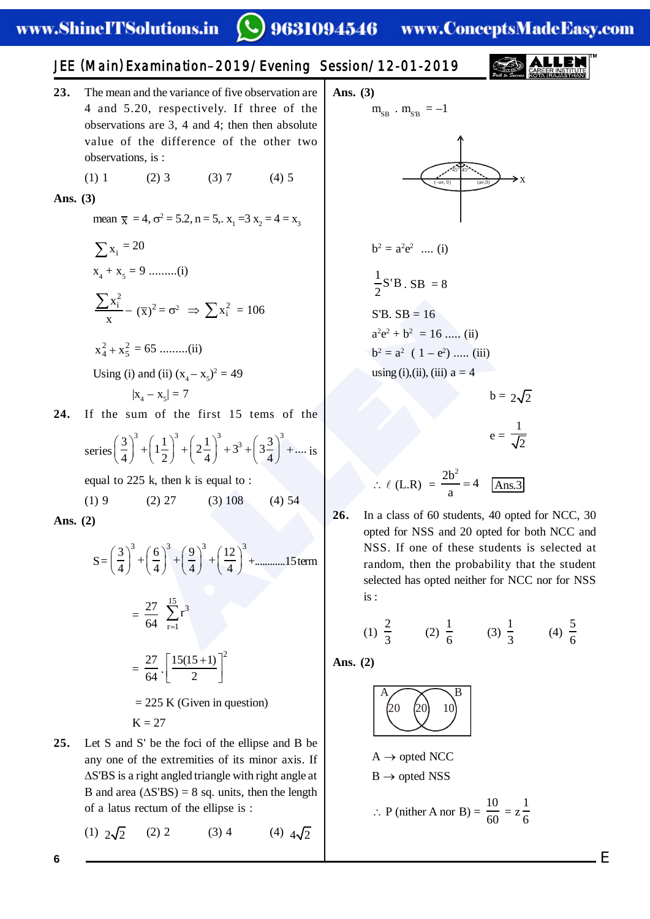**23.** The mean and the variance of five observation are 4 and 5.20, respectively. If three of the observations are 3, 4 and 4; then then absolute value of the difference of the other two observations, is :

(1) 1 (2) 3 (3) 7 (4) 5

**Ans. (3)**

mean $\bar{x} = 4, \sigma^2 = 5.2, n = 5,. x_1 = 3\ x_2 = 4 = x_3$

$\sum x_i = 20$

$x_4 + x_5 = 9$ .........(i)

$$\frac{\sum x_i^2}{x} - (\bar{x})^2 = \sigma^2 \Rightarrow \sum x_i^2 = 106$$

$x_4^2 + x_5^2 = 65$ .........(ii)

Using (i) and (ii) $(x_4 - x_5)^2 = 49$

$|x_4 - x_5| = 7$

**24.** If the sum of the first 15 tems of the series $\left(\frac{3}{4}\right)^3 + \left(1\frac{1}{2}\right)^3 + \left(2\frac{1}{4}\right)^3 + 3^3 + \left(3\frac{3}{4}\right)^3 + ....$ is equal to 225 k, then k is equal to :

(1) 9 (2) 27 (3) 108 (4) 54

**Ans. (2)**

$$S = \left(\frac{3}{4}\right)^3 + \left(\frac{6}{4}\right)^3 + \left(\frac{9}{4}\right)^3 + \left(\frac{12}{4}\right)^3 + ............15 \text{ term}$$

$$= \frac{27}{64}\sum_{r=1}^{15} r^3$$

$$= \frac{27}{64} \cdot \left[\frac{15(15+1)}{2}\right]^2$$

= 225 K (Given in question)

K = 27

**25.** Let S and S' be the foci of the ellipse and B be any one of the extremities of its minor axis. If $\Delta$S'BS is a right angled triangle with right angle at B and area ($\Delta$S'BS) = 8 sq. units, then the length of a latus rectum of the ellipse is :

(1) $2\sqrt{2}$ (2) 2 (3) 4 (4) $4\sqrt{2}$

**Ans. (3)**

$m_{SB} \cdot m_{S'B} = -1$

$b^2 = a^2e^2$ .... (i)

$\frac{1}{2}$S'B . SB = 8

S'B. SB = 16

$a^2e^2 + b^2 = 16$ ..... (ii)

$b^2 = a^2\ (1 - e^2)$ ..... (iii)

using (i),(ii), (iii) a = 4

$b = 2\sqrt{2}$

$e = \frac{1}{\sqrt{2}}$

$\therefore \ell$ (L.R) $= \frac{2b^2}{a} = 4$ Ans.3

**26.** In a class of 60 students, 40 opted for NCC, 30 opted for NSS and 20 opted for both NCC and NSS. If one of these students is selected at random, then the probability that the student selected has opted neither for NCC nor for NSS is :

(1) $\frac{2}{3}$ (2) $\frac{1}{6}$ (3) $\frac{1}{3}$ (4) $\frac{5}{6}$

**Ans. (2)**

A → opted NCC

B → opted NSS

$\therefore$ P (nither A nor B) $= \frac{10}{60} = z\frac{1}{6}$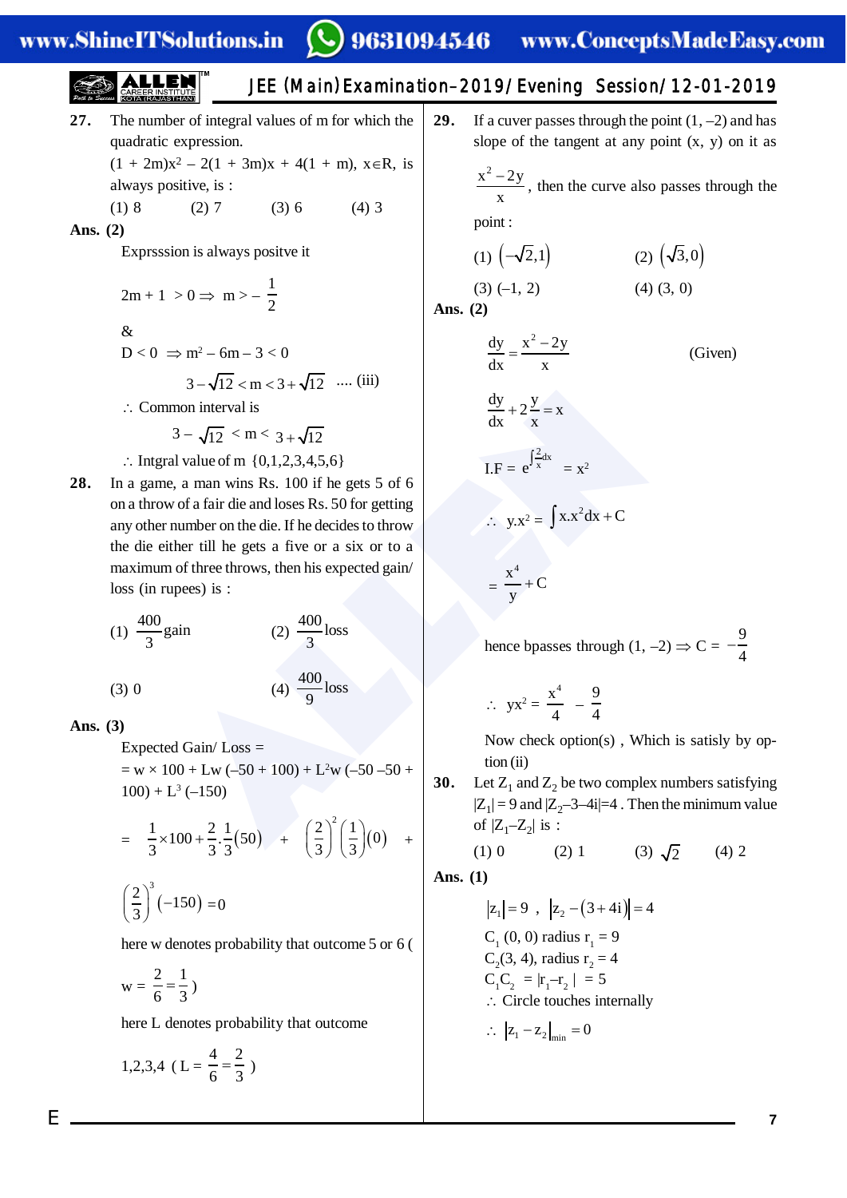**27.** The number of integral values of m for which the quadratic expression.

$(1 + 2m)x^2 - 2(1 + 3m)x + 4(1 + m)$, $x \in R$, is always positive, is :

(1) 8 (2) 7 (3) 6 (4) 3

**Ans. (2)**

Exprsssion is always positve it

$2m + 1 > 0 \Rightarrow m > -\frac{1}{2}$

&

$D < 0 \Rightarrow m^2 - 6m - 3 < 0$

$3 - \sqrt{12} < m < 3 + \sqrt{12}$ .... (iii)

$\therefore$ Common interval is

$3 - \sqrt{12} < m < 3 + \sqrt{12}$

$\therefore$ Intgral value of m {0,1,2,3,4,5,6}

**28.** In a game, a man wins Rs. 100 if he gets 5 of 6 on a throw of a fair die and loses Rs. 50 for getting any other number on the die. If he decides to throw the die either till he gets a five or a six or to a maximum of three throws, then his expected gain/ loss (in rupees) is :

(1) $\frac{400}{3}$ gain (2) $\frac{400}{3}$ loss

(3) 0 (4) $\frac{400}{9}$ loss

**Ans. (3)**

Expected Gain/ Loss =

$= w \times 100 + Lw(-50 + 100) + L^2w(-50 - 50 + 100) + L^3(-150)$

$= \frac{1}{3} \times 100 + \frac{2}{3} \cdot \frac{1}{3}(50) + \left(\frac{2}{3}\right)^2\left(\frac{1}{3}\right)(0) + \left(\frac{2}{3}\right)^3(-150) = 0$

here w denotes probability that outcome 5 or 6 ($w = \frac{2}{6} = \frac{1}{3}$)

here L denotes probability that outcome 1,2,3,4 ($L = \frac{4}{6} = \frac{2}{3}$)

**29.** If a cuver passes through the point (1, –2) and has slope of the tangent at any point (x, y) on it as $\frac{x^2 - 2y}{x}$, then the curve also passes through the point :

(1) $(-\sqrt{2}, 1)$ (2) $(\sqrt{3}, 0)$

(3) (–1, 2) (4) (3, 0)

**Ans. (2)**

$\frac{dy}{dx} = \frac{x^2 - 2y}{x}$ (Given)

$\frac{dy}{dx} + 2\frac{y}{x} = x$

$I.F = e^{\int \frac{2}{x}dx} = x^2$

$\therefore y.x^2 = \int x.x^2 dx + C$

$= \frac{x^4}{y} + C$

hence bpasses through (1, –2) $\Rightarrow C = -\frac{9}{4}$

$\therefore yx^2 = \frac{x^4}{4} - \frac{9}{4}$

Now check option(s) , Which is satisly by option (ii)

**30.** Let $Z_1$ and $Z_2$ be two complex numbers satisfying $|Z_1| = 9$ and $|Z_2 - 3 - 4i| = 4$. Then the minimum value of $|Z_1 - Z_2|$ is :

(1) 0 (2) 1 (3) $\sqrt{2}$ (4) 2

**Ans. (1)**

$|z_1| = 9$ , $|z_2 - (3 + 4i)| = 4$

$C_1$ (0, 0) radius $r_1 = 9$

$C_2$(3, 4), radius $r_2 = 4$

$C_1C_2 = |r_1 - r_2| = 5$

$\therefore$ Circle touches internally

$\therefore |z_1 - z_2|_{min} = 0$